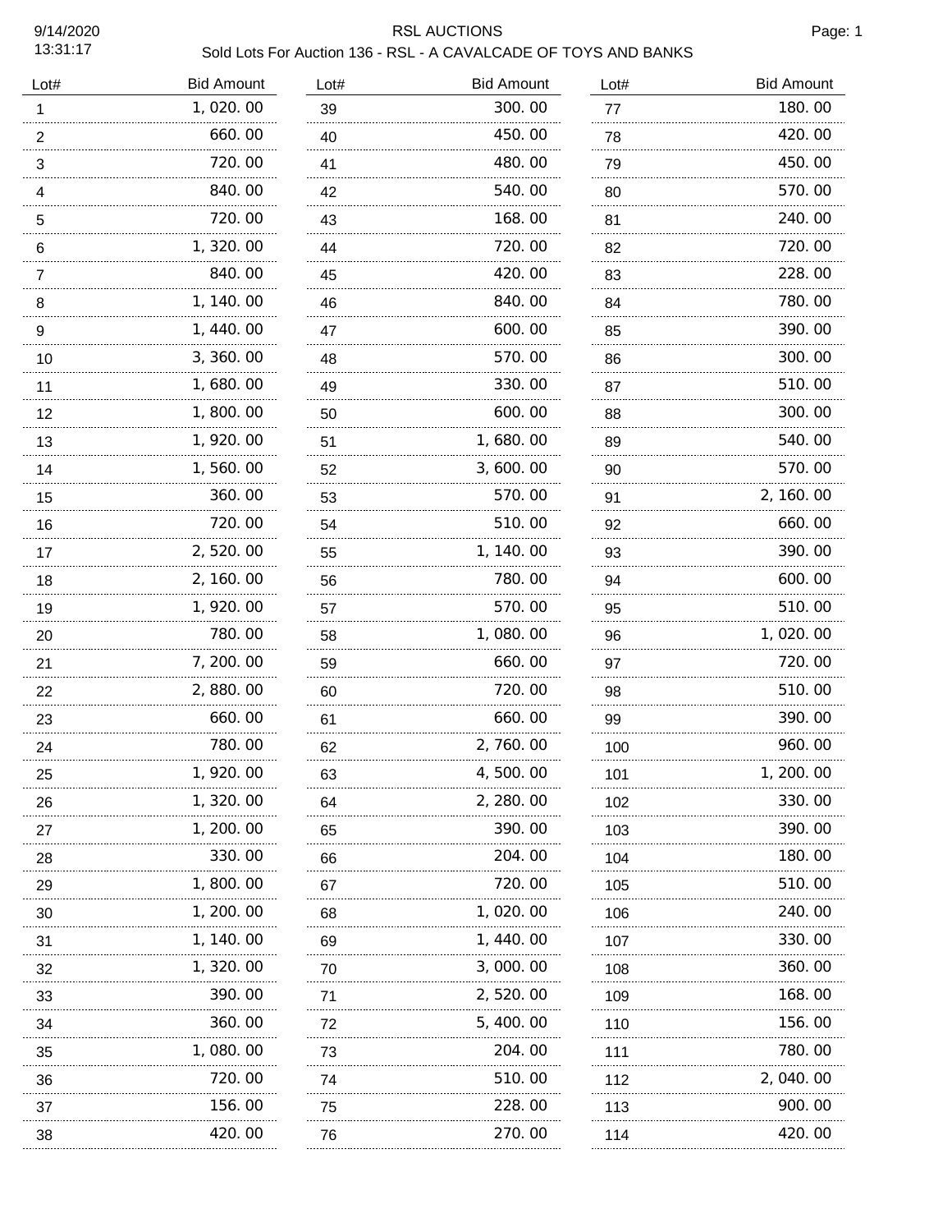# RSL AUCTIONS

## Sold Lots For Auction 136 - RSL - A CAVALCADE OF TOYS AND BANKS

9/14/2020
13:31:17

| Lot# | Bid Amount | Lot# | Bid Amount | Lot# | Bid Amount |
|---|---|---|---|---|---|
| 1 | 1, 020. 00 | 39 | 300. 00 | 77 | 180. 00 |
| 2 | 660. 00 | 40 | 450. 00 | 78 | 420. 00 |
| 3 | 720. 00 | 41 | 480. 00 | 79 | 450. 00 |
| 4 | 840. 00 | 42 | 540. 00 | 80 | 570. 00 |
| 5 | 720. 00 | 43 | 168. 00 | 81 | 240. 00 |
| 6 | 1, 320. 00 | 44 | 720. 00 | 82 | 720. 00 |
| 7 | 840. 00 | 45 | 420. 00 | 83 | 228. 00 |
| 8 | 1, 140. 00 | 46 | 840. 00 | 84 | 780. 00 |
| 9 | 1, 440. 00 | 47 | 600. 00 | 85 | 390. 00 |
| 10 | 3, 360. 00 | 48 | 570. 00 | 86 | 300. 00 |
| 11 | 1, 680. 00 | 49 | 330. 00 | 87 | 510. 00 |
| 12 | 1, 800. 00 | 50 | 600. 00 | 88 | 300. 00 |
| 13 | 1, 920. 00 | 51 | 1, 680. 00 | 89 | 540. 00 |
| 14 | 1, 560. 00 | 52 | 3, 600. 00 | 90 | 570. 00 |
| 15 | 360. 00 | 53 | 570. 00 | 91 | 2, 160. 00 |
| 16 | 720. 00 | 54 | 510. 00 | 92 | 660. 00 |
| 17 | 2, 520. 00 | 55 | 1, 140. 00 | 93 | 390. 00 |
| 18 | 2, 160. 00 | 56 | 780. 00 | 94 | 600. 00 |
| 19 | 1, 920. 00 | 57 | 570. 00 | 95 | 510. 00 |
| 20 | 780. 00 | 58 | 1, 080. 00 | 96 | 1, 020. 00 |
| 21 | 7, 200. 00 | 59 | 660. 00 | 97 | 720. 00 |
| 22 | 2, 880. 00 | 60 | 720. 00 | 98 | 510. 00 |
| 23 | 660. 00 | 61 | 660. 00 | 99 | 390. 00 |
| 24 | 780. 00 | 62 | 2, 760. 00 | 100 | 960. 00 |
| 25 | 1, 920. 00 | 63 | 4, 500. 00 | 101 | 1, 200. 00 |
| 26 | 1, 320. 00 | 64 | 2, 280. 00 | 102 | 330. 00 |
| 27 | 1, 200. 00 | 65 | 390. 00 | 103 | 390. 00 |
| 28 | 330. 00 | 66 | 204. 00 | 104 | 180. 00 |
| 29 | 1, 800. 00 | 67 | 720. 00 | 105 | 510. 00 |
| 30 | 1, 200. 00 | 68 | 1, 020. 00 | 106 | 240. 00 |
| 31 | 1, 140. 00 | 69 | 1, 440. 00 | 107 | 330. 00 |
| 32 | 1, 320. 00 | 70 | 3, 000. 00 | 108 | 360. 00 |
| 33 | 390. 00 | 71 | 2, 520. 00 | 109 | 168. 00 |
| 34 | 360. 00 | 72 | 5, 400. 00 | 110 | 156. 00 |
| 35 | 1, 080. 00 | 73 | 204. 00 | 111 | 780. 00 |
| 36 | 720. 00 | 74 | 510. 00 | 112 | 2, 040. 00 |
| 37 | 156. 00 | 75 | 228. 00 | 113 | 900. 00 |
| 38 | 420. 00 | 76 | 270. 00 | 114 | 420. 00 |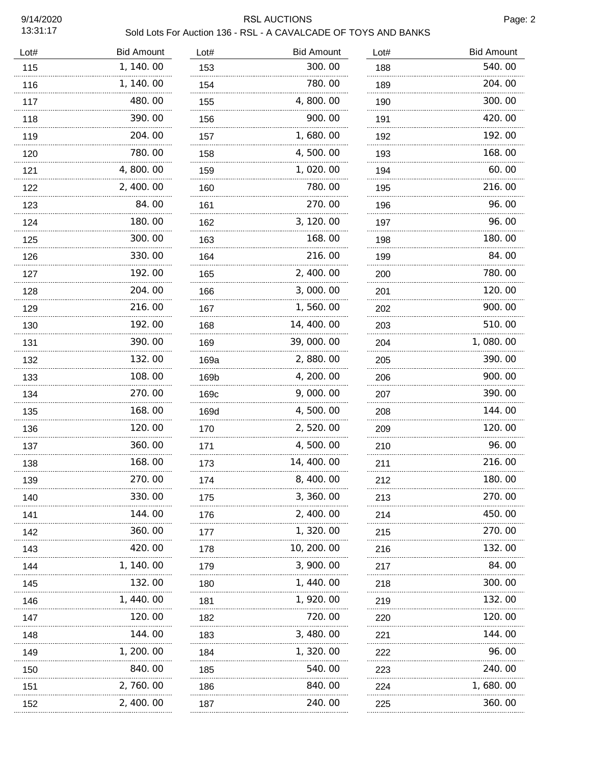RSL AUCTIONS

Sold Lots For Auction 136 - RSL - A CAVALCADE OF TOYS AND BANKS

| Lot# | Bid Amount |
|---|---|
| 115 | 1,140.00 |
| 116 | 1,140.00 |
| 117 | 480.00 |
| 118 | 390.00 |
| 119 | 204.00 |
| 120 | 780.00 |
| 121 | 4,800.00 |
| 122 | 2,400.00 |
| 123 | 84.00 |
| 124 | 180.00 |
| 125 | 300.00 |
| 126 | 330.00 |
| 127 | 192.00 |
| 128 | 204.00 |
| 129 | 216.00 |
| 130 | 192.00 |
| 131 | 390.00 |
| 132 | 132.00 |
| 133 | 108.00 |
| 134 | 270.00 |
| 135 | 168.00 |
| 136 | 120.00 |
| 137 | 360.00 |
| 138 | 168.00 |
| 139 | 270.00 |
| 140 | 330.00 |
| 141 | 144.00 |
| 142 | 360.00 |
| 143 | 420.00 |
| 144 | 1,140.00 |
| 145 | 132.00 |
| 146 | 1,440.00 |
| 147 | 120.00 |
| 148 | 144.00 |
| 149 | 1,200.00 |
| 150 | 840.00 |
| 151 | 2,760.00 |
| 152 | 2,400.00 |
| 153 | 300.00 |
| 154 | 780.00 |
| 155 | 4,800.00 |
| 156 | 900.00 |
| 157 | 1,680.00 |
| 158 | 4,500.00 |
| 159 | 1,020.00 |
| 160 | 780.00 |
| 161 | 270.00 |
| 162 | 3,120.00 |
| 163 | 168.00 |
| 164 | 216.00 |
| 165 | 2,400.00 |
| 166 | 3,000.00 |
| 167 | 1,560.00 |
| 168 | 14,400.00 |
| 169 | 39,000.00 |
| 169a | 2,880.00 |
| 169b | 4,200.00 |
| 169c | 9,000.00 |
| 169d | 4,500.00 |
| 170 | 2,520.00 |
| 171 | 4,500.00 |
| 173 | 14,400.00 |
| 174 | 8,400.00 |
| 175 | 3,360.00 |
| 176 | 2,400.00 |
| 177 | 1,320.00 |
| 178 | 10,200.00 |
| 179 | 3,900.00 |
| 180 | 1,440.00 |
| 181 | 1,920.00 |
| 182 | 720.00 |
| 183 | 3,480.00 |
| 184 | 1,320.00 |
| 185 | 540.00 |
| 186 | 840.00 |
| 187 | 240.00 |
| 188 | 540.00 |
| 189 | 204.00 |
| 190 | 300.00 |
| 191 | 420.00 |
| 192 | 192.00 |
| 193 | 168.00 |
| 194 | 60.00 |
| 195 | 216.00 |
| 196 | 96.00 |
| 197 | 96.00 |
| 198 | 180.00 |
| 199 | 84.00 |
| 200 | 780.00 |
| 201 | 120.00 |
| 202 | 900.00 |
| 203 | 510.00 |
| 204 | 1,080.00 |
| 205 | 390.00 |
| 206 | 900.00 |
| 207 | 390.00 |
| 208 | 144.00 |
| 209 | 120.00 |
| 210 | 96.00 |
| 211 | 216.00 |
| 212 | 180.00 |
| 213 | 270.00 |
| 214 | 450.00 |
| 215 | 270.00 |
| 216 | 132.00 |
| 217 | 84.00 |
| 218 | 300.00 |
| 219 | 132.00 |
| 220 | 120.00 |
| 221 | 144.00 |
| 222 | 96.00 |
| 223 | 240.00 |
| 224 | 1,680.00 |
| 225 | 360.00 |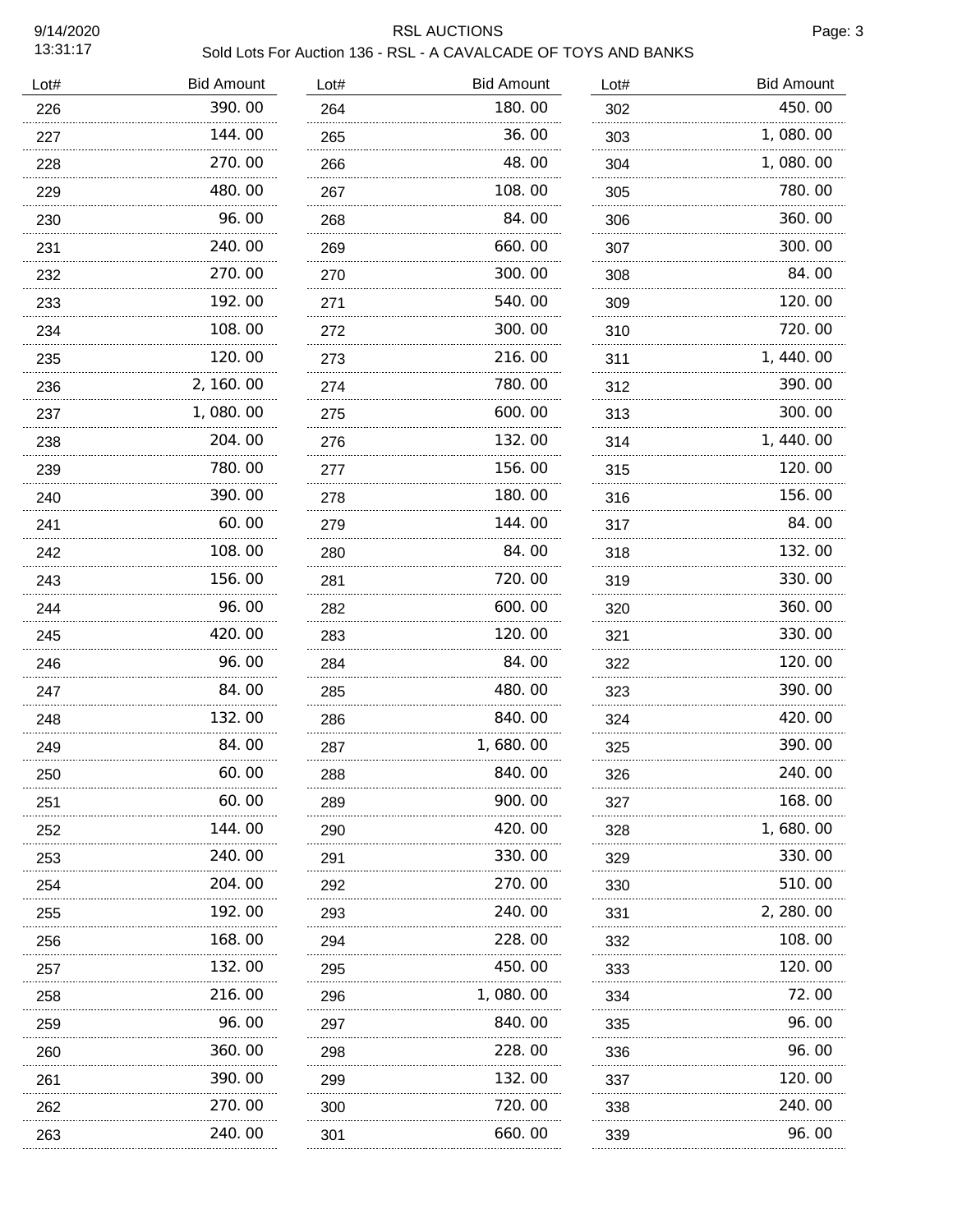RSL AUCTIONS

Sold Lots For Auction 136 - RSL - A CAVALCADE OF TOYS AND BANKS

| Lot# | Bid Amount |
|---|---|
| 226 | 390.00 |
| 227 | 144.00 |
| 228 | 270.00 |
| 229 | 480.00 |
| 230 | 96.00 |
| 231 | 240.00 |
| 232 | 270.00 |
| 233 | 192.00 |
| 234 | 108.00 |
| 235 | 120.00 |
| 236 | 2,160.00 |
| 237 | 1,080.00 |
| 238 | 204.00 |
| 239 | 780.00 |
| 240 | 390.00 |
| 241 | 60.00 |
| 242 | 108.00 |
| 243 | 156.00 |
| 244 | 96.00 |
| 245 | 420.00 |
| 246 | 96.00 |
| 247 | 84.00 |
| 248 | 132.00 |
| 249 | 84.00 |
| 250 | 60.00 |
| 251 | 60.00 |
| 252 | 144.00 |
| 253 | 240.00 |
| 254 | 204.00 |
| 255 | 192.00 |
| 256 | 168.00 |
| 257 | 132.00 |
| 258 | 216.00 |
| 259 | 96.00 |
| 260 | 360.00 |
| 261 | 390.00 |
| 262 | 270.00 |
| 263 | 240.00 |
| 264 | 180.00 |
| 265 | 36.00 |
| 266 | 48.00 |
| 267 | 108.00 |
| 268 | 84.00 |
| 269 | 660.00 |
| 270 | 300.00 |
| 271 | 540.00 |
| 272 | 300.00 |
| 273 | 216.00 |
| 274 | 780.00 |
| 275 | 600.00 |
| 276 | 132.00 |
| 277 | 156.00 |
| 278 | 180.00 |
| 279 | 144.00 |
| 280 | 84.00 |
| 281 | 720.00 |
| 282 | 600.00 |
| 283 | 120.00 |
| 284 | 84.00 |
| 285 | 480.00 |
| 286 | 840.00 |
| 287 | 1,680.00 |
| 288 | 840.00 |
| 289 | 900.00 |
| 290 | 420.00 |
| 291 | 330.00 |
| 292 | 270.00 |
| 293 | 240.00 |
| 294 | 228.00 |
| 295 | 450.00 |
| 296 | 1,080.00 |
| 297 | 840.00 |
| 298 | 228.00 |
| 299 | 132.00 |
| 300 | 720.00 |
| 301 | 660.00 |
| 302 | 450.00 |
| 303 | 1,080.00 |
| 304 | 1,080.00 |
| 305 | 780.00 |
| 306 | 360.00 |
| 307 | 300.00 |
| 308 | 84.00 |
| 309 | 120.00 |
| 310 | 720.00 |
| 311 | 1,440.00 |
| 312 | 390.00 |
| 313 | 300.00 |
| 314 | 1,440.00 |
| 315 | 120.00 |
| 316 | 156.00 |
| 317 | 84.00 |
| 318 | 132.00 |
| 319 | 330.00 |
| 320 | 360.00 |
| 321 | 330.00 |
| 322 | 120.00 |
| 323 | 390.00 |
| 324 | 420.00 |
| 325 | 390.00 |
| 326 | 240.00 |
| 327 | 168.00 |
| 328 | 1,680.00 |
| 329 | 330.00 |
| 330 | 510.00 |
| 331 | 2,280.00 |
| 332 | 108.00 |
| 333 | 120.00 |
| 334 | 72.00 |
| 335 | 96.00 |
| 336 | 96.00 |
| 337 | 120.00 |
| 338 | 240.00 |
| 339 | 96.00 |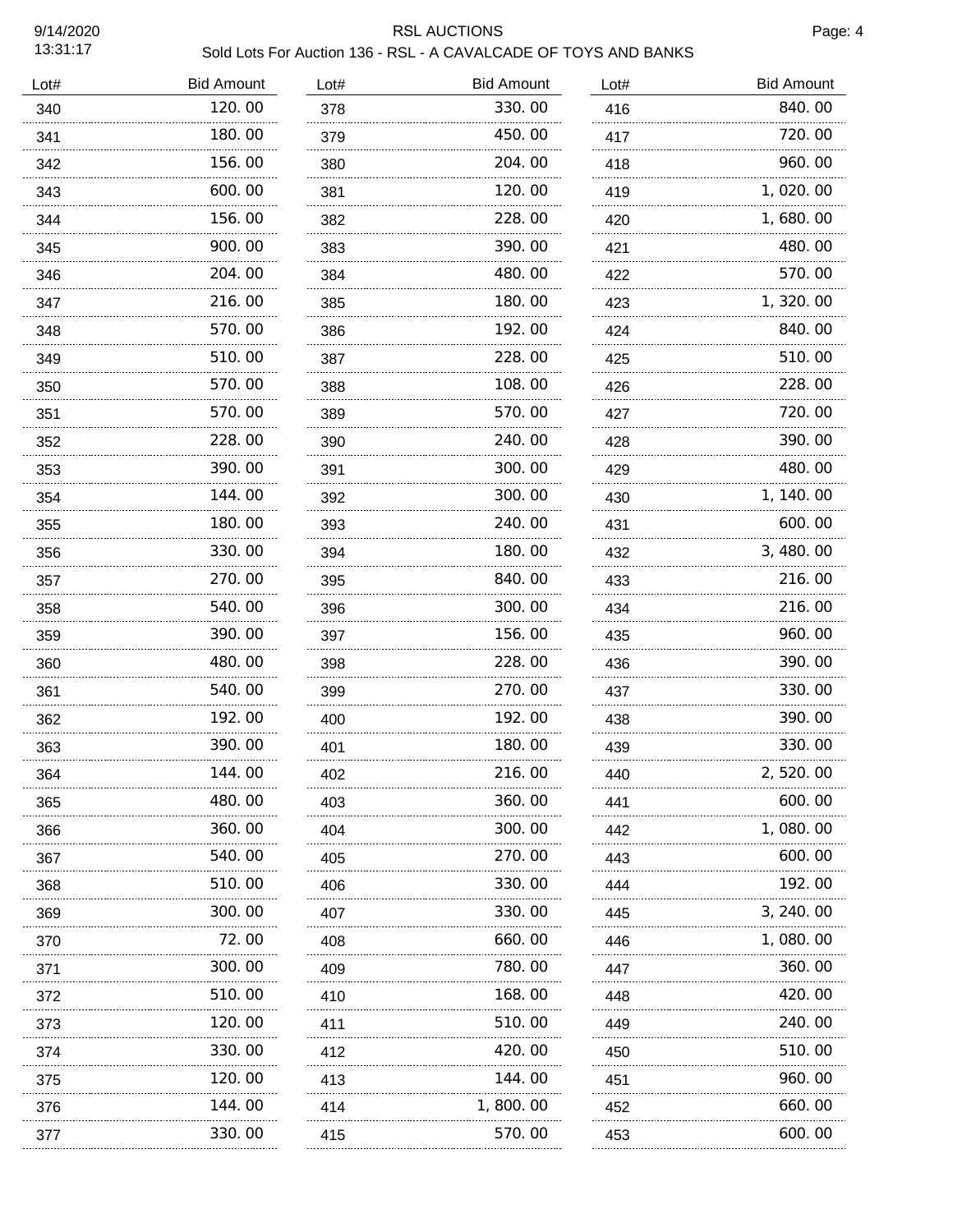# RSL AUCTIONS

## Sold Lots For Auction 136 - RSL - A CAVALCADE OF TOYS AND BANKS

| Lot# | Bid Amount | Lot# | Bid Amount | Lot# | Bid Amount |
|---|---|---|---|---|---|
| 340 | 120.00 | 378 | 330.00 | 416 | 840.00 |
| 341 | 180.00 | 379 | 450.00 | 417 | 720.00 |
| 342 | 156.00 | 380 | 204.00 | 418 | 960.00 |
| 343 | 600.00 | 381 | 120.00 | 419 | 1,020.00 |
| 344 | 156.00 | 382 | 228.00 | 420 | 1,680.00 |
| 345 | 900.00 | 383 | 390.00 | 421 | 480.00 |
| 346 | 204.00 | 384 | 480.00 | 422 | 570.00 |
| 347 | 216.00 | 385 | 180.00 | 423 | 1,320.00 |
| 348 | 570.00 | 386 | 192.00 | 424 | 840.00 |
| 349 | 510.00 | 387 | 228.00 | 425 | 510.00 |
| 350 | 570.00 | 388 | 108.00 | 426 | 228.00 |
| 351 | 570.00 | 389 | 570.00 | 427 | 720.00 |
| 352 | 228.00 | 390 | 240.00 | 428 | 390.00 |
| 353 | 390.00 | 391 | 300.00 | 429 | 480.00 |
| 354 | 144.00 | 392 | 300.00 | 430 | 1,140.00 |
| 355 | 180.00 | 393 | 240.00 | 431 | 600.00 |
| 356 | 330.00 | 394 | 180.00 | 432 | 3,480.00 |
| 357 | 270.00 | 395 | 840.00 | 433 | 216.00 |
| 358 | 540.00 | 396 | 300.00 | 434 | 216.00 |
| 359 | 390.00 | 397 | 156.00 | 435 | 960.00 |
| 360 | 480.00 | 398 | 228.00 | 436 | 390.00 |
| 361 | 540.00 | 399 | 270.00 | 437 | 330.00 |
| 362 | 192.00 | 400 | 192.00 | 438 | 390.00 |
| 363 | 390.00 | 401 | 180.00 | 439 | 330.00 |
| 364 | 144.00 | 402 | 216.00 | 440 | 2,520.00 |
| 365 | 480.00 | 403 | 360.00 | 441 | 600.00 |
| 366 | 360.00 | 404 | 300.00 | 442 | 1,080.00 |
| 367 | 540.00 | 405 | 270.00 | 443 | 600.00 |
| 368 | 510.00 | 406 | 330.00 | 444 | 192.00 |
| 369 | 300.00 | 407 | 330.00 | 445 | 3,240.00 |
| 370 | 72.00 | 408 | 660.00 | 446 | 1,080.00 |
| 371 | 300.00 | 409 | 780.00 | 447 | 360.00 |
| 372 | 510.00 | 410 | 168.00 | 448 | 420.00 |
| 373 | 120.00 | 411 | 510.00 | 449 | 240.00 |
| 374 | 330.00 | 412 | 420.00 | 450 | 510.00 |
| 375 | 120.00 | 413 | 144.00 | 451 | 960.00 |
| 376 | 144.00 | 414 | 1,800.00 | 452 | 660.00 |
| 377 | 330.00 | 415 | 570.00 | 453 | 600.00 |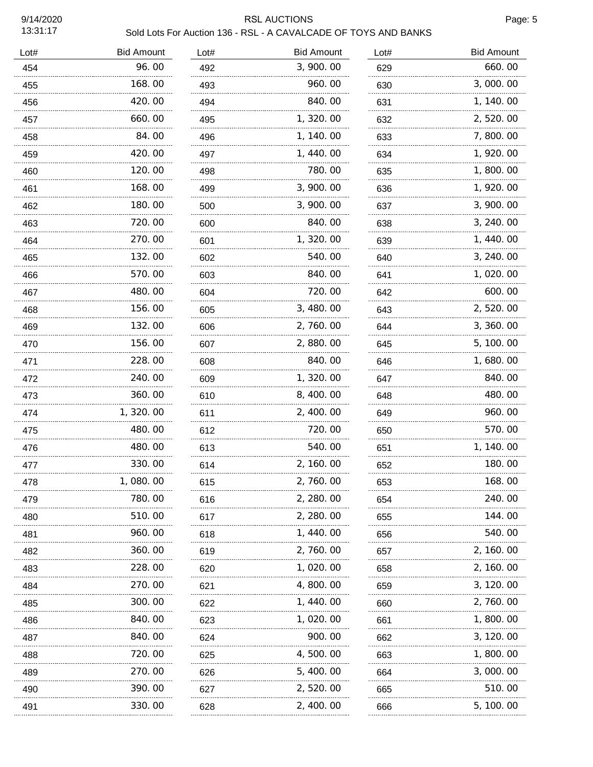| Lot# | Bid Amount | Lot# | Bid Amount | Lot# | Bid Amount |
|---|---|---|---|---|---|
| 454 | 96.00 | 492 | 3,900.00 | 629 | 660.00 |
| 455 | 168.00 | 493 | 960.00 | 630 | 3,000.00 |
| 456 | 420.00 | 494 | 840.00 | 631 | 1,140.00 |
| 457 | 660.00 | 495 | 1,320.00 | 632 | 2,520.00 |
| 458 | 84.00 | 496 | 1,140.00 | 633 | 7,800.00 |
| 459 | 420.00 | 497 | 1,440.00 | 634 | 1,920.00 |
| 460 | 120.00 | 498 | 780.00 | 635 | 1,800.00 |
| 461 | 168.00 | 499 | 3,900.00 | 636 | 1,920.00 |
| 462 | 180.00 | 500 | 3,900.00 | 637 | 3,900.00 |
| 463 | 720.00 | 600 | 840.00 | 638 | 3,240.00 |
| 464 | 270.00 | 601 | 1,320.00 | 639 | 1,440.00 |
| 465 | 132.00 | 602 | 540.00 | 640 | 3,240.00 |
| 466 | 570.00 | 603 | 840.00 | 641 | 1,020.00 |
| 467 | 480.00 | 604 | 720.00 | 642 | 600.00 |
| 468 | 156.00 | 605 | 3,480.00 | 643 | 2,520.00 |
| 469 | 132.00 | 606 | 2,760.00 | 644 | 3,360.00 |
| 470 | 156.00 | 607 | 2,880.00 | 645 | 5,100.00 |
| 471 | 228.00 | 608 | 840.00 | 646 | 1,680.00 |
| 472 | 240.00 | 609 | 1,320.00 | 647 | 840.00 |
| 473 | 360.00 | 610 | 8,400.00 | 648 | 480.00 |
| 474 | 1,320.00 | 611 | 2,400.00 | 649 | 960.00 |
| 475 | 480.00 | 612 | 720.00 | 650 | 570.00 |
| 476 | 480.00 | 613 | 540.00 | 651 | 1,140.00 |
| 477 | 330.00 | 614 | 2,160.00 | 652 | 180.00 |
| 478 | 1,080.00 | 615 | 2,760.00 | 653 | 168.00 |
| 479 | 780.00 | 616 | 2,280.00 | 654 | 240.00 |
| 480 | 510.00 | 617 | 2,280.00 | 655 | 144.00 |
| 481 | 960.00 | 618 | 1,440.00 | 656 | 540.00 |
| 482 | 360.00 | 619 | 2,760.00 | 657 | 2,160.00 |
| 483 | 228.00 | 620 | 1,020.00 | 658 | 2,160.00 |
| 484 | 270.00 | 621 | 4,800.00 | 659 | 3,120.00 |
| 485 | 300.00 | 622 | 1,440.00 | 660 | 2,760.00 |
| 486 | 840.00 | 623 | 1,020.00 | 661 | 1,800.00 |
| 487 | 840.00 | 624 | 900.00 | 662 | 3,120.00 |
| 488 | 720.00 | 625 | 4,500.00 | 663 | 1,800.00 |
| 489 | 270.00 | 626 | 5,400.00 | 664 | 3,000.00 |
| 490 | 390.00 | 627 | 2,520.00 | 665 | 510.00 |
| 491 | 330.00 | 628 | 2,400.00 | 666 | 5,100.00 |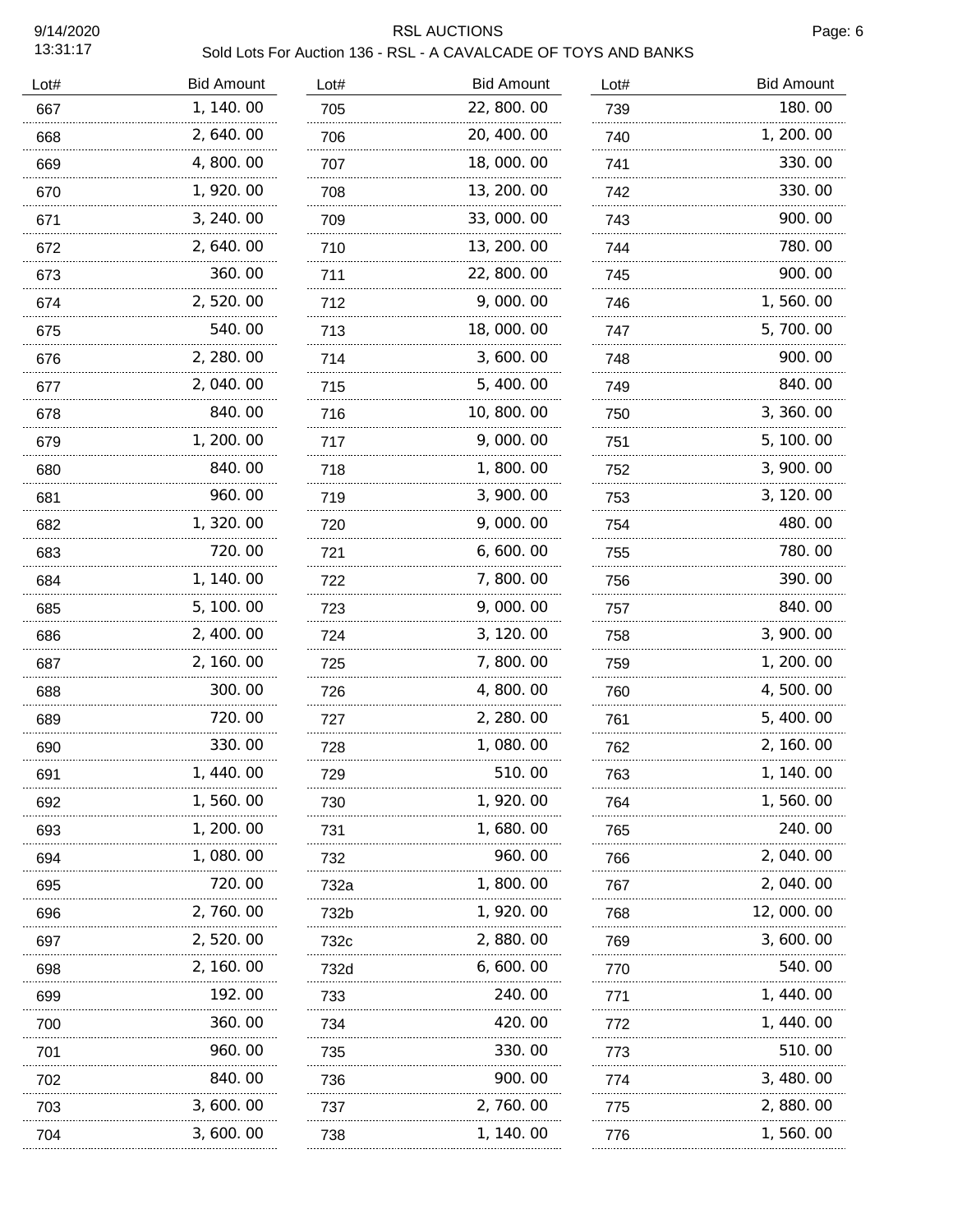# RSL AUCTIONS

## Sold Lots For Auction 136 - RSL - A CAVALCADE OF TOYS AND BANKS

9/14/2020
13:31:17

| Lot# | Bid Amount | Lot# | Bid Amount | Lot# | Bid Amount |
|---|---|---|---|---|---|
| 667 | 1,140.00 | 705 | 22,800.00 | 739 | 180.00 |
| 668 | 2,640.00 | 706 | 20,400.00 | 740 | 1,200.00 |
| 669 | 4,800.00 | 707 | 18,000.00 | 741 | 330.00 |
| 670 | 1,920.00 | 708 | 13,200.00 | 742 | 330.00 |
| 671 | 3,240.00 | 709 | 33,000.00 | 743 | 900.00 |
| 672 | 2,640.00 | 710 | 13,200.00 | 744 | 780.00 |
| 673 | 360.00 | 711 | 22,800.00 | 745 | 900.00 |
| 674 | 2,520.00 | 712 | 9,000.00 | 746 | 1,560.00 |
| 675 | 540.00 | 713 | 18,000.00 | 747 | 5,700.00 |
| 676 | 2,280.00 | 714 | 3,600.00 | 748 | 900.00 |
| 677 | 2,040.00 | 715 | 5,400.00 | 749 | 840.00 |
| 678 | 840.00 | 716 | 10,800.00 | 750 | 3,360.00 |
| 679 | 1,200.00 | 717 | 9,000.00 | 751 | 5,100.00 |
| 680 | 840.00 | 718 | 1,800.00 | 752 | 3,900.00 |
| 681 | 960.00 | 719 | 3,900.00 | 753 | 3,120.00 |
| 682 | 1,320.00 | 720 | 9,000.00 | 754 | 480.00 |
| 683 | 720.00 | 721 | 6,600.00 | 755 | 780.00 |
| 684 | 1,140.00 | 722 | 7,800.00 | 756 | 390.00 |
| 685 | 5,100.00 | 723 | 9,000.00 | 757 | 840.00 |
| 686 | 2,400.00 | 724 | 3,120.00 | 758 | 3,900.00 |
| 687 | 2,160.00 | 725 | 7,800.00 | 759 | 1,200.00 |
| 688 | 300.00 | 726 | 4,800.00 | 760 | 4,500.00 |
| 689 | 720.00 | 727 | 2,280.00 | 761 | 5,400.00 |
| 690 | 330.00 | 728 | 1,080.00 | 762 | 2,160.00 |
| 691 | 1,440.00 | 729 | 510.00 | 763 | 1,140.00 |
| 692 | 1,560.00 | 730 | 1,920.00 | 764 | 1,560.00 |
| 693 | 1,200.00 | 731 | 1,680.00 | 765 | 240.00 |
| 694 | 1,080.00 | 732 | 960.00 | 766 | 2,040.00 |
| 695 | 720.00 | 732a | 1,800.00 | 767 | 2,040.00 |
| 696 | 2,760.00 | 732b | 1,920.00 | 768 | 12,000.00 |
| 697 | 2,520.00 | 732c | 2,880.00 | 769 | 3,600.00 |
| 698 | 2,160.00 | 732d | 6,600.00 | 770 | 540.00 |
| 699 | 192.00 | 733 | 240.00 | 771 | 1,440.00 |
| 700 | 360.00 | 734 | 420.00 | 772 | 1,440.00 |
| 701 | 960.00 | 735 | 330.00 | 773 | 510.00 |
| 702 | 840.00 | 736 | 900.00 | 774 | 3,480.00 |
| 703 | 3,600.00 | 737 | 2,760.00 | 775 | 2,880.00 |
| 704 | 3,600.00 | 738 | 1,140.00 | 776 | 1,560.00 |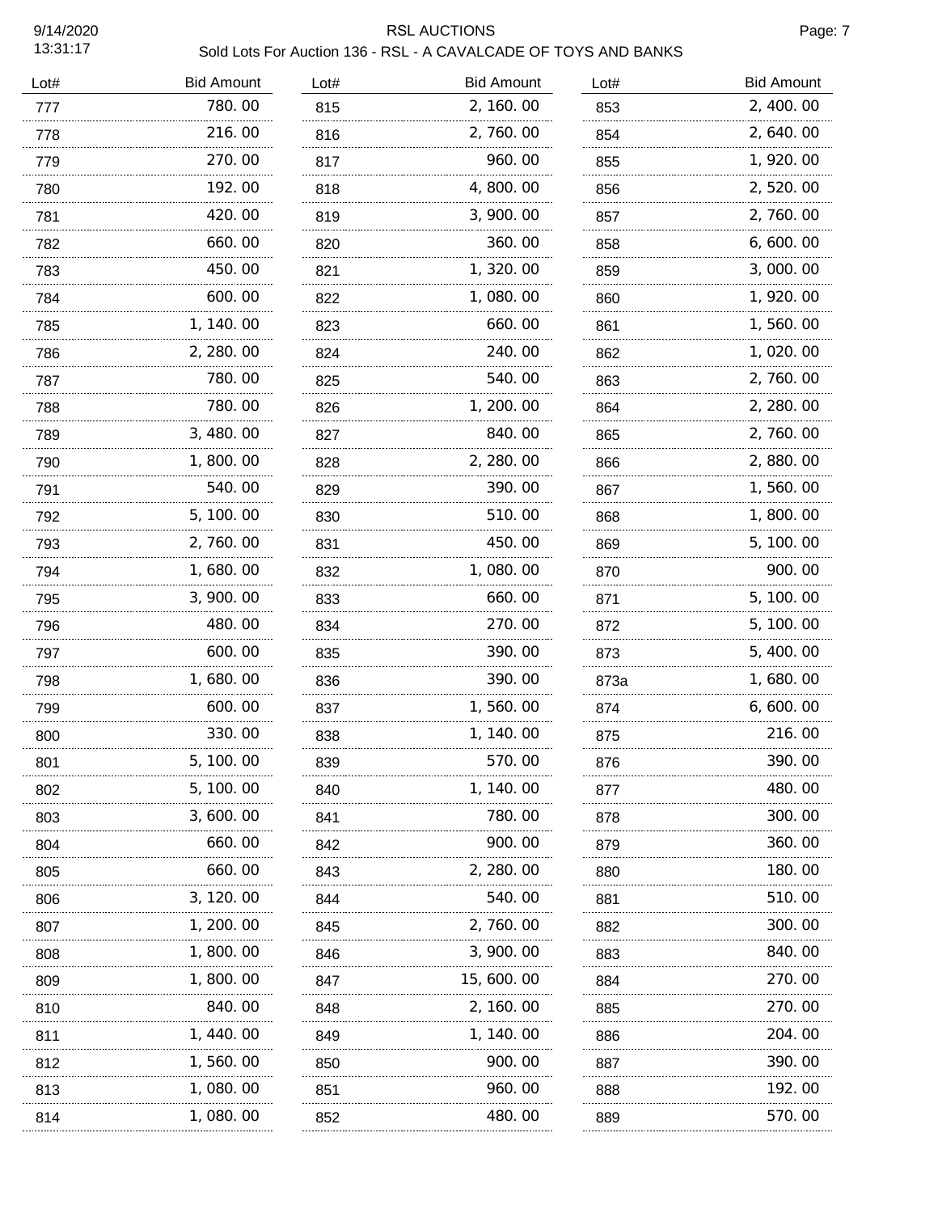# RSL AUCTIONS

Sold Lots For Auction 136 - RSL - A CAVALCADE OF TOYS AND BANKS

| Lot# | Bid Amount | Lot# | Bid Amount | Lot# | Bid Amount |
|---|---|---|---|---|---|
| 777 | 780.00 | 815 | 2,160.00 | 853 | 2,400.00 |
| 778 | 216.00 | 816 | 2,760.00 | 854 | 2,640.00 |
| 779 | 270.00 | 817 | 960.00 | 855 | 1,920.00 |
| 780 | 192.00 | 818 | 4,800.00 | 856 | 2,520.00 |
| 781 | 420.00 | 819 | 3,900.00 | 857 | 2,760.00 |
| 782 | 660.00 | 820 | 360.00 | 858 | 6,600.00 |
| 783 | 450.00 | 821 | 1,320.00 | 859 | 3,000.00 |
| 784 | 600.00 | 822 | 1,080.00 | 860 | 1,920.00 |
| 785 | 1,140.00 | 823 | 660.00 | 861 | 1,560.00 |
| 786 | 2,280.00 | 824 | 240.00 | 862 | 1,020.00 |
| 787 | 780.00 | 825 | 540.00 | 863 | 2,760.00 |
| 788 | 780.00 | 826 | 1,200.00 | 864 | 2,280.00 |
| 789 | 3,480.00 | 827 | 840.00 | 865 | 2,760.00 |
| 790 | 1,800.00 | 828 | 2,280.00 | 866 | 2,880.00 |
| 791 | 540.00 | 829 | 390.00 | 867 | 1,560.00 |
| 792 | 5,100.00 | 830 | 510.00 | 868 | 1,800.00 |
| 793 | 2,760.00 | 831 | 450.00 | 869 | 5,100.00 |
| 794 | 1,680.00 | 832 | 1,080.00 | 870 | 900.00 |
| 795 | 3,900.00 | 833 | 660.00 | 871 | 5,100.00 |
| 796 | 480.00 | 834 | 270.00 | 872 | 5,100.00 |
| 797 | 600.00 | 835 | 390.00 | 873 | 5,400.00 |
| 798 | 1,680.00 | 836 | 390.00 | 873a | 1,680.00 |
| 799 | 600.00 | 837 | 1,560.00 | 874 | 6,600.00 |
| 800 | 330.00 | 838 | 1,140.00 | 875 | 216.00 |
| 801 | 5,100.00 | 839 | 570.00 | 876 | 390.00 |
| 802 | 5,100.00 | 840 | 1,140.00 | 877 | 480.00 |
| 803 | 3,600.00 | 841 | 780.00 | 878 | 300.00 |
| 804 | 660.00 | 842 | 900.00 | 879 | 360.00 |
| 805 | 660.00 | 843 | 2,280.00 | 880 | 180.00 |
| 806 | 3,120.00 | 844 | 540.00 | 881 | 510.00 |
| 807 | 1,200.00 | 845 | 2,760.00 | 882 | 300.00 |
| 808 | 1,800.00 | 846 | 3,900.00 | 883 | 840.00 |
| 809 | 1,800.00 | 847 | 15,600.00 | 884 | 270.00 |
| 810 | 840.00 | 848 | 2,160.00 | 885 | 270.00 |
| 811 | 1,440.00 | 849 | 1,140.00 | 886 | 204.00 |
| 812 | 1,560.00 | 850 | 900.00 | 887 | 390.00 |
| 813 | 1,080.00 | 851 | 960.00 | 888 | 192.00 |
| 814 | 1,080.00 | 852 | 480.00 | 889 | 570.00 |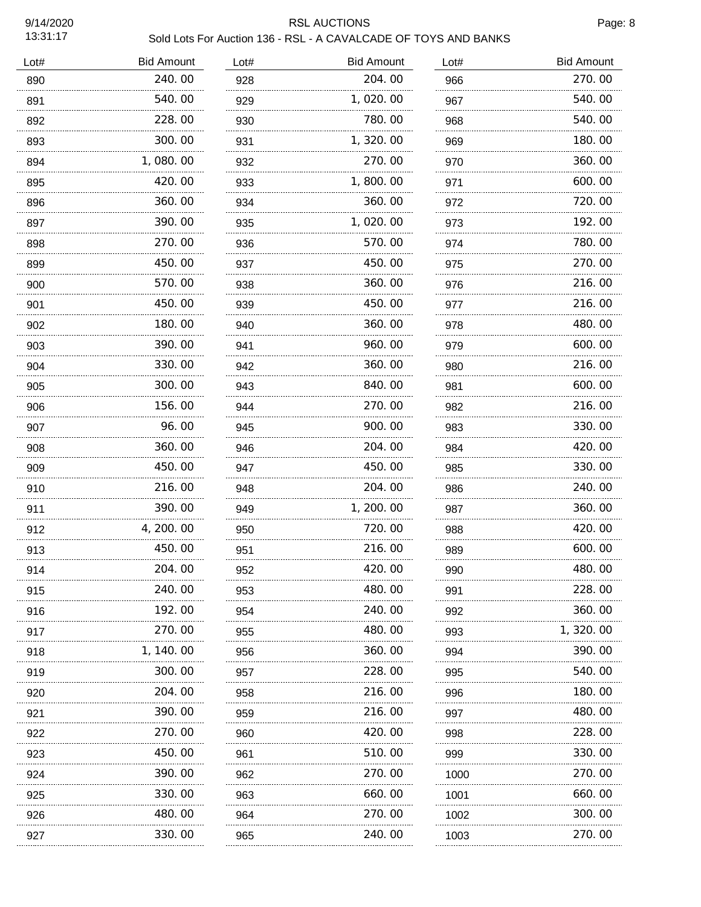# RSL AUCTIONS

Sold Lots For Auction 136 - RSL - A CAVALCADE OF TOYS AND BANKS

| Lot# | Bid Amount | Lot# | Bid Amount | Lot# | Bid Amount |
|---|---|---|---|---|---|
| 890 | 240.00 | 928 | 204.00 | 966 | 270.00 |
| 891 | 540.00 | 929 | 1,020.00 | 967 | 540.00 |
| 892 | 228.00 | 930 | 780.00 | 968 | 540.00 |
| 893 | 300.00 | 931 | 1,320.00 | 969 | 180.00 |
| 894 | 1,080.00 | 932 | 270.00 | 970 | 360.00 |
| 895 | 420.00 | 933 | 1,800.00 | 971 | 600.00 |
| 896 | 360.00 | 934 | 360.00 | 972 | 720.00 |
| 897 | 390.00 | 935 | 1,020.00 | 973 | 192.00 |
| 898 | 270.00 | 936 | 570.00 | 974 | 780.00 |
| 899 | 450.00 | 937 | 450.00 | 975 | 270.00 |
| 900 | 570.00 | 938 | 360.00 | 976 | 216.00 |
| 901 | 450.00 | 939 | 450.00 | 977 | 216.00 |
| 902 | 180.00 | 940 | 360.00 | 978 | 480.00 |
| 903 | 390.00 | 941 | 960.00 | 979 | 600.00 |
| 904 | 330.00 | 942 | 360.00 | 980 | 216.00 |
| 905 | 300.00 | 943 | 840.00 | 981 | 600.00 |
| 906 | 156.00 | 944 | 270.00 | 982 | 216.00 |
| 907 | 96.00 | 945 | 900.00 | 983 | 330.00 |
| 908 | 360.00 | 946 | 204.00 | 984 | 420.00 |
| 909 | 450.00 | 947 | 450.00 | 985 | 330.00 |
| 910 | 216.00 | 948 | 204.00 | 986 | 240.00 |
| 911 | 390.00 | 949 | 1,200.00 | 987 | 360.00 |
| 912 | 4,200.00 | 950 | 720.00 | 988 | 420.00 |
| 913 | 450.00 | 951 | 216.00 | 989 | 600.00 |
| 914 | 204.00 | 952 | 420.00 | 990 | 480.00 |
| 915 | 240.00 | 953 | 480.00 | 991 | 228.00 |
| 916 | 192.00 | 954 | 240.00 | 992 | 360.00 |
| 917 | 270.00 | 955 | 480.00 | 993 | 1,320.00 |
| 918 | 1,140.00 | 956 | 360.00 | 994 | 390.00 |
| 919 | 300.00 | 957 | 228.00 | 995 | 540.00 |
| 920 | 204.00 | 958 | 216.00 | 996 | 180.00 |
| 921 | 390.00 | 959 | 216.00 | 997 | 480.00 |
| 922 | 270.00 | 960 | 420.00 | 998 | 228.00 |
| 923 | 450.00 | 961 | 510.00 | 999 | 330.00 |
| 924 | 390.00 | 962 | 270.00 | 1000 | 270.00 |
| 925 | 330.00 | 963 | 660.00 | 1001 | 660.00 |
| 926 | 480.00 | 964 | 270.00 | 1002 | 300.00 |
| 927 | 330.00 | 965 | 240.00 | 1003 | 270.00 |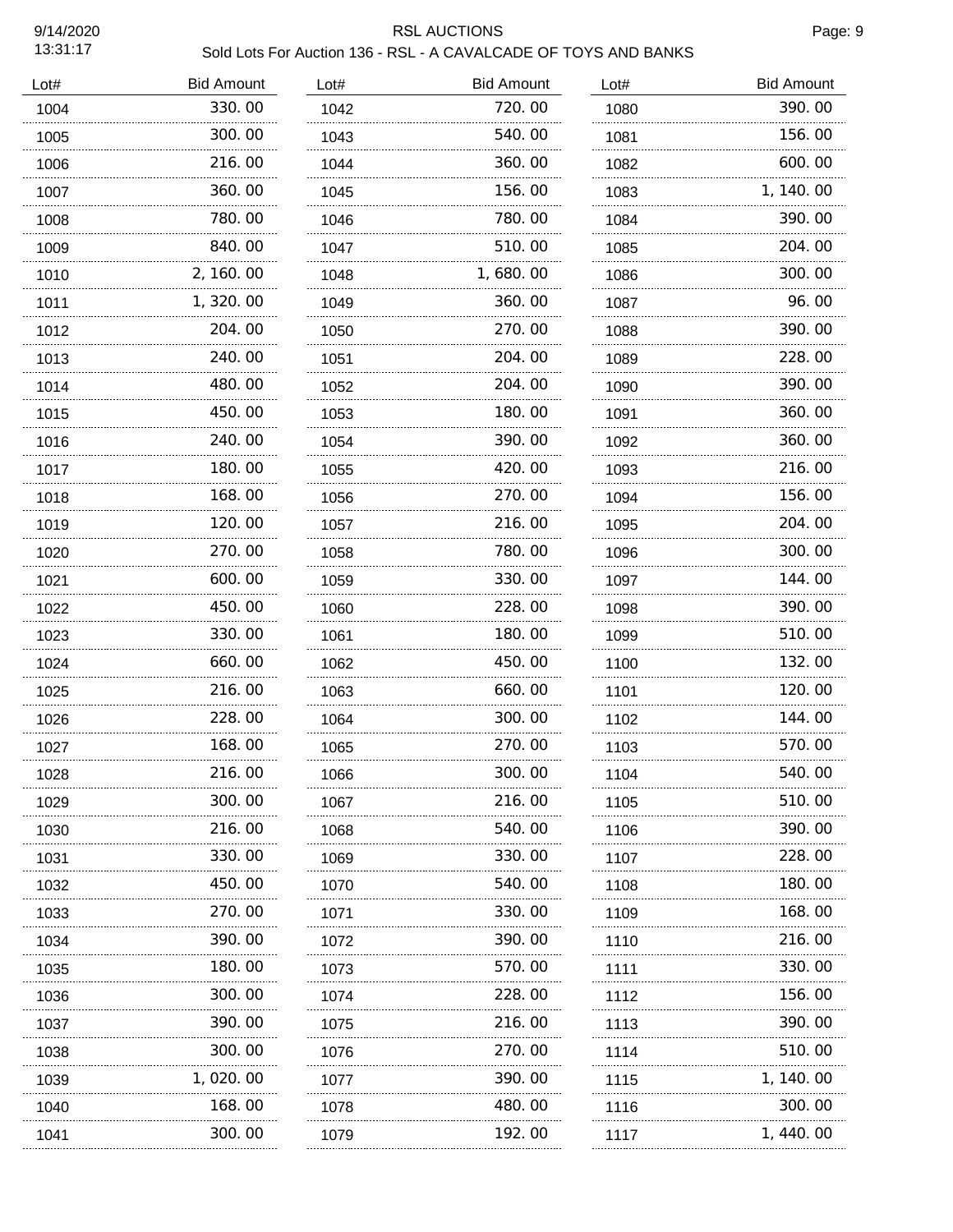# RSL AUCTIONS

## Sold Lots For Auction 136 - RSL - A CAVALCADE OF TOYS AND BANKS

| Lot# | Bid Amount | Lot# | Bid Amount | Lot# | Bid Amount |
|---|---|---|---|---|---|
| 1004 | 330.00 | 1042 | 720.00 | 1080 | 390.00 |
| 1005 | 300.00 | 1043 | 540.00 | 1081 | 156.00 |
| 1006 | 216.00 | 1044 | 360.00 | 1082 | 600.00 |
| 1007 | 360.00 | 1045 | 156.00 | 1083 | 1,140.00 |
| 1008 | 780.00 | 1046 | 780.00 | 1084 | 390.00 |
| 1009 | 840.00 | 1047 | 510.00 | 1085 | 204.00 |
| 1010 | 2,160.00 | 1048 | 1,680.00 | 1086 | 300.00 |
| 1011 | 1,320.00 | 1049 | 360.00 | 1087 | 96.00 |
| 1012 | 204.00 | 1050 | 270.00 | 1088 | 390.00 |
| 1013 | 240.00 | 1051 | 204.00 | 1089 | 228.00 |
| 1014 | 480.00 | 1052 | 204.00 | 1090 | 390.00 |
| 1015 | 450.00 | 1053 | 180.00 | 1091 | 360.00 |
| 1016 | 240.00 | 1054 | 390.00 | 1092 | 360.00 |
| 1017 | 180.00 | 1055 | 420.00 | 1093 | 216.00 |
| 1018 | 168.00 | 1056 | 270.00 | 1094 | 156.00 |
| 1019 | 120.00 | 1057 | 216.00 | 1095 | 204.00 |
| 1020 | 270.00 | 1058 | 780.00 | 1096 | 300.00 |
| 1021 | 600.00 | 1059 | 330.00 | 1097 | 144.00 |
| 1022 | 450.00 | 1060 | 228.00 | 1098 | 390.00 |
| 1023 | 330.00 | 1061 | 180.00 | 1099 | 510.00 |
| 1024 | 660.00 | 1062 | 450.00 | 1100 | 132.00 |
| 1025 | 216.00 | 1063 | 660.00 | 1101 | 120.00 |
| 1026 | 228.00 | 1064 | 300.00 | 1102 | 144.00 |
| 1027 | 168.00 | 1065 | 270.00 | 1103 | 570.00 |
| 1028 | 216.00 | 1066 | 300.00 | 1104 | 540.00 |
| 1029 | 300.00 | 1067 | 216.00 | 1105 | 510.00 |
| 1030 | 216.00 | 1068 | 540.00 | 1106 | 390.00 |
| 1031 | 330.00 | 1069 | 330.00 | 1107 | 228.00 |
| 1032 | 450.00 | 1070 | 540.00 | 1108 | 180.00 |
| 1033 | 270.00 | 1071 | 330.00 | 1109 | 168.00 |
| 1034 | 390.00 | 1072 | 390.00 | 1110 | 216.00 |
| 1035 | 180.00 | 1073 | 570.00 | 1111 | 330.00 |
| 1036 | 300.00 | 1074 | 228.00 | 1112 | 156.00 |
| 1037 | 390.00 | 1075 | 216.00 | 1113 | 390.00 |
| 1038 | 300.00 | 1076 | 270.00 | 1114 | 510.00 |
| 1039 | 1,020.00 | 1077 | 390.00 | 1115 | 1,140.00 |
| 1040 | 168.00 | 1078 | 480.00 | 1116 | 300.00 |
| 1041 | 300.00 | 1079 | 192.00 | 1117 | 1,440.00 |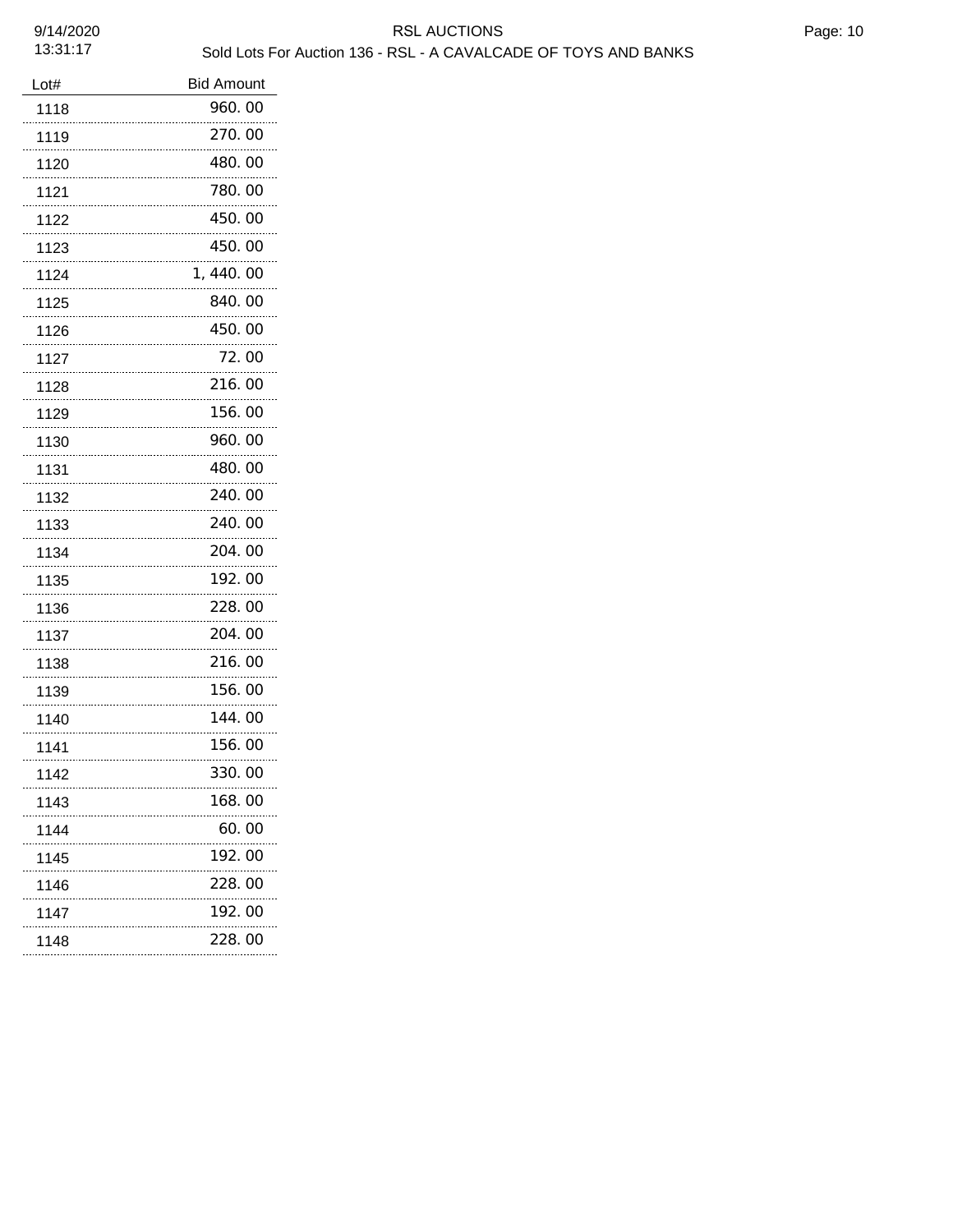| Lot# | Bid Amount |
|---|---|
| 1118 | 960. 00 |
| 1119 | 270. 00 |
| 1120 | 480. 00 |
| 1121 | 780. 00 |
| 1122 | 450. 00 |
| 1123 | 450. 00 |
| 1124 | 1, 440. 00 |
| 1125 | 840. 00 |
| 1126 | 450. 00 |
| 1127 | 72. 00 |
| 1128 | 216. 00 |
| 1129 | 156. 00 |
| 1130 | 960. 00 |
| 1131 | 480. 00 |
| 1132 | 240. 00 |
| 1133 | 240. 00 |
| 1134 | 204. 00 |
| 1135 | 192. 00 |
| 1136 | 228. 00 |
| 1137 | 204. 00 |
| 1138 | 216. 00 |
| 1139 | 156. 00 |
| 1140 | 144. 00 |
| 1141 | 156. 00 |
| 1142 | 330. 00 |
| 1143 | 168. 00 |
| 1144 | 60. 00 |
| 1145 | 192. 00 |
| 1146 | 228. 00 |
| 1147 | 192. 00 |
| 1148 | 228. 00 |